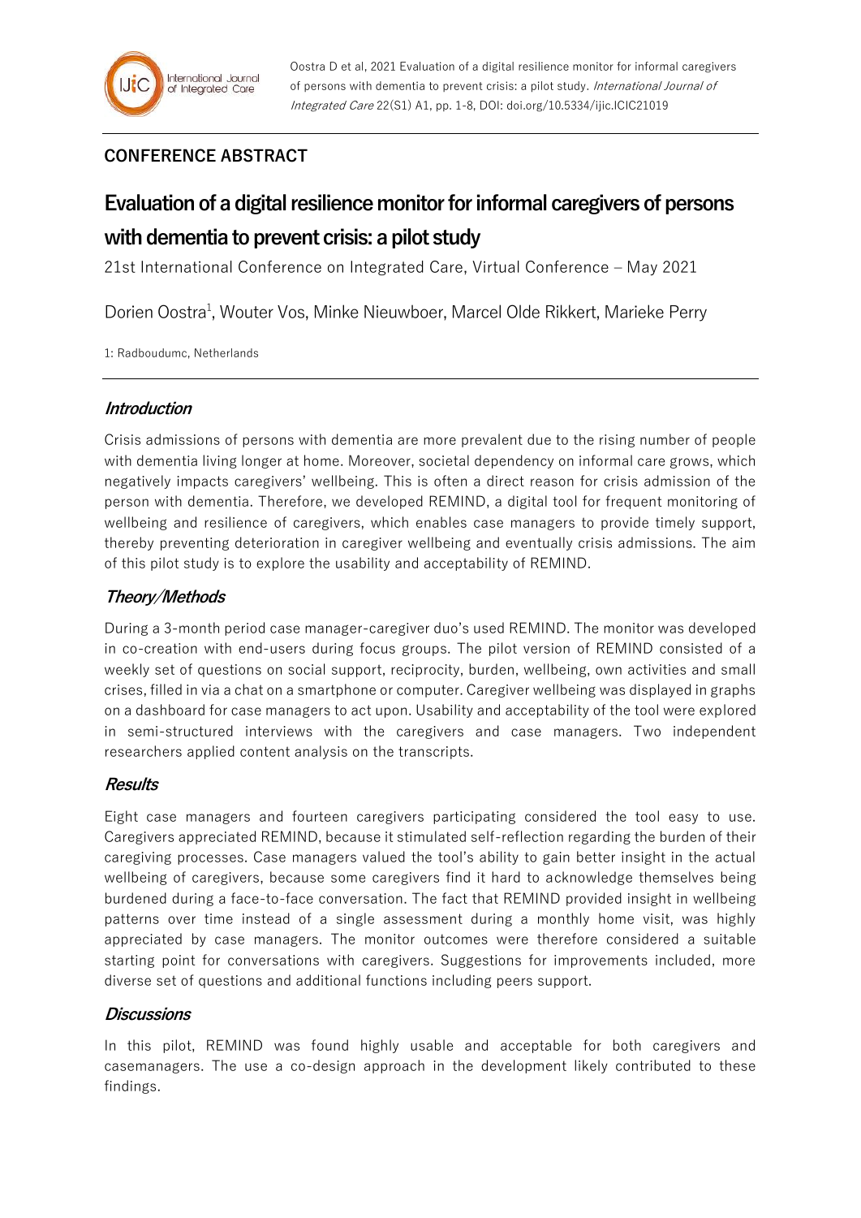## CONFERENCE ABSTRACT

# Evaluation of a digital resilience monitor for informal caregivers of persons with dementia to prevent crisis: a pilot study

21st International Conference on Integrated Care, Virtual Conference – May 2021

Dorien Oostra[1], Wouter Vos, Minke Nieuwboer, Marcel Olde Rikkert, Marieke Perry

1: Radboudumc, Netherlands

### *Introduction*

Crisis admissions of persons with dementia are more prevalent due to the rising number of people with dementia living longer at home. Moreover, societal dependency on informal care grows, which negatively impacts caregivers' wellbeing. This is often a direct reason for crisis admission of the person with dementia. Therefore, we developed REMIND, a digital tool for frequent monitoring of wellbeing and resilience of caregivers, which enables case managers to provide timely support, thereby preventing deterioration in caregiver wellbeing and eventually crisis admissions. The aim of this pilot study is to explore the usability and acceptability of REMIND.

### *Theory/Methods*

During a 3-month period case manager-caregiver duo's used REMIND. The monitor was developed in co-creation with end-users during focus groups. The pilot version of REMIND consisted of a weekly set of questions on social support, reciprocity, burden, wellbeing, own activities and small crises, filled in via a chat on a smartphone or computer. Caregiver wellbeing was displayed in graphs on a dashboard for case managers to act upon. Usability and acceptability of the tool were explored in semi-structured interviews with the caregivers and case managers. Two independent researchers applied content analysis on the transcripts.

### *Results*

Eight case managers and fourteen caregivers participating considered the tool easy to use. Caregivers appreciated REMIND, because it stimulated self-reflection regarding the burden of their caregiving processes. Case managers valued the tool's ability to gain better insight in the actual wellbeing of caregivers, because some caregivers find it hard to acknowledge themselves being burdened during a face-to-face conversation. The fact that REMIND provided insight in wellbeing patterns over time instead of a single assessment during a monthly home visit, was highly appreciated by case managers. The monitor outcomes were therefore considered a suitable starting point for conversations with caregivers. Suggestions for improvements included, more diverse set of questions and additional functions including peers support.

### *Discussions*

In this pilot, REMIND was found highly usable and acceptable for both caregivers and casemanagers. The use a co-design approach in the development likely contributed to these findings.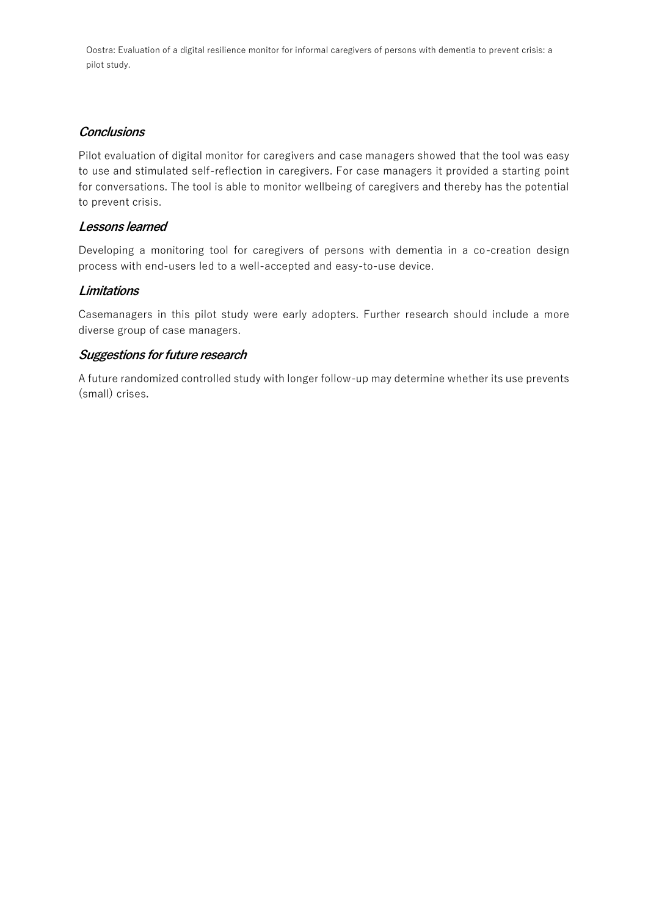## *Conclusions*

Pilot evaluation of digital monitor for caregivers and case managers showed that the tool was easy to use and stimulated self-reflection in caregivers. For case managers it provided a starting point for conversations. The tool is able to monitor wellbeing of caregivers and thereby has the potential to prevent crisis.

## *Lessons learned*

Developing a monitoring tool for caregivers of persons with dementia in a co-creation design process with end-users led to a well-accepted and easy-to-use device.

## *Limitations*

Casemanagers in this pilot study were early adopters. Further research should include a more diverse group of case managers.

## *Suggestions for future research*

A future randomized controlled study with longer follow-up may determine whether its use prevents (small) crises.